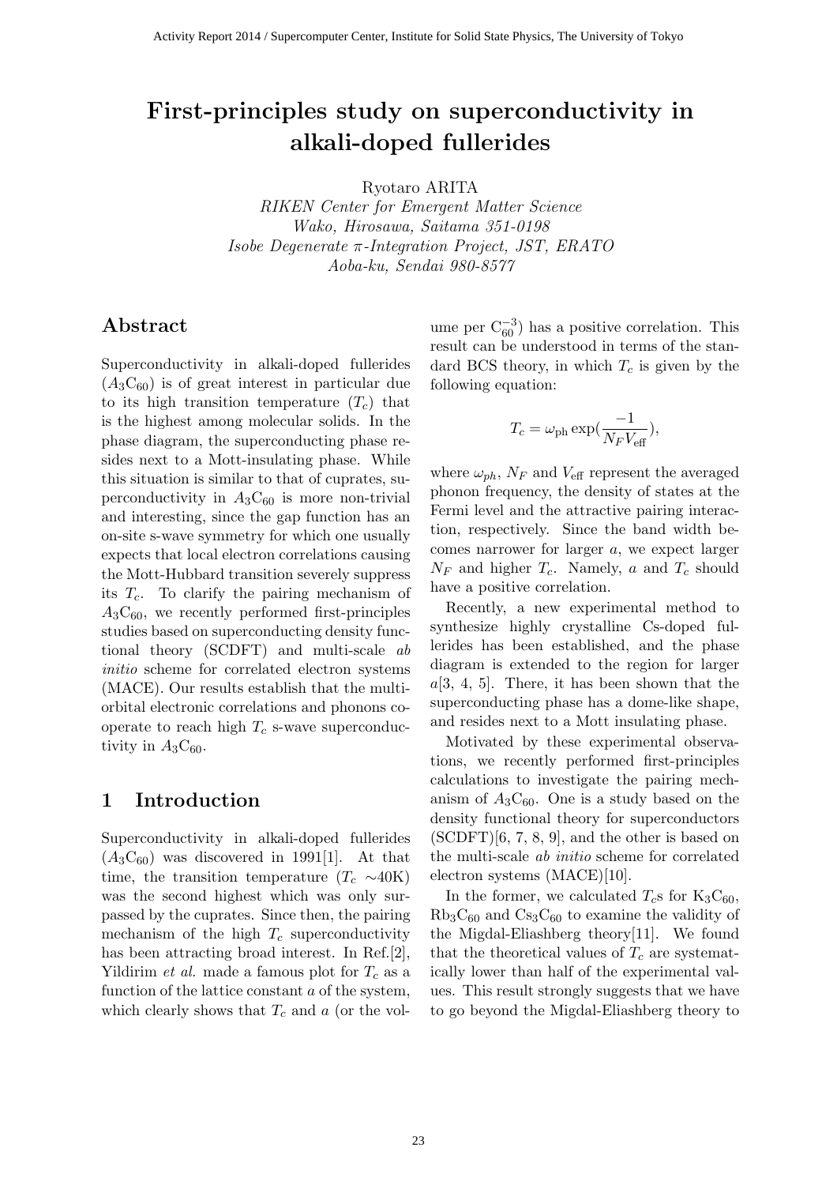# First-principles study on superconductivity in alkali-doped fullerides

Ryotaro ARITA

*RIKEN Center for Emergent Matter Science*
*Wako, Hirosawa, Saitama 351-0198*
*Isobe Degenerate π-Integration Project, JST, ERATO*
*Aoba-ku, Sendai 980-8577*

## Abstract

Superconductivity in alkali-doped fullerides ($A_3C_{60}$) is of great interest in particular due to its high transition temperature ($T_c$) that is the highest among molecular solids. In the phase diagram, the superconducting phase resides next to a Mott-insulating phase. While this situation is similar to that of cuprates, superconductivity in $A_3C_{60}$ is more non-trivial and interesting, since the gap function has an on-site s-wave symmetry for which one usually expects that local electron correlations causing the Mott-Hubbard transition severely suppress its $T_c$. To clarify the pairing mechanism of $A_3C_{60}$, we recently performed first-principles studies based on superconducting density functional theory (SCDFT) and multi-scale *ab initio* scheme for correlated electron systems (MACE). Our results establish that the multi-orbital electronic correlations and phonons cooperate to reach high $T_c$ s-wave superconductivity in $A_3C_{60}$.

## 1 Introduction

Superconductivity in alkali-doped fullerides ($A_3C_{60}$) was discovered in 1991[1]. At that time, the transition temperature ($T_c$ ∼40K) was the second highest which was only surpassed by the cuprates. Since then, the pairing mechanism of the high $T_c$ superconductivity has been attracting broad interest. In Ref.[2], Yildirim *et al.* made a famous plot for $T_c$ as a function of the lattice constant $a$ of the system, which clearly shows that $T_c$ and $a$ (or the volume per $C_{60}^{-3}$) has a positive correlation. This result can be understood in terms of the standard BCS theory, in which $T_c$ is given by the following equation:

$$T_c = \omega_{\rm ph} \exp(\frac{-1}{N_F V_{\rm eff}}),$$

where $\omega_{ph}$, $N_F$ and $V_{\rm eff}$ represent the averaged phonon frequency, the density of states at the Fermi level and the attractive pairing interaction, respectively. Since the band width becomes narrower for larger $a$, we expect larger $N_F$ and higher $T_c$. Namely, $a$ and $T_c$ should have a positive correlation.

Recently, a new experimental method to synthesize highly crystalline Cs-doped fullerides has been established, and the phase diagram is extended to the region for larger $a$[3, 4, 5]. There, it has been shown that the superconducting phase has a dome-like shape, and resides next to a Mott insulating phase.

Motivated by these experimental observations, we recently performed first-principles calculations to investigate the pairing mechanism of $A_3C_{60}$. One is a study based on the density functional theory for superconductors (SCDFT)[6, 7, 8, 9], and the other is based on the multi-scale *ab initio* scheme for correlated electron systems (MACE)[10].

In the former, we calculated $T_c$s for $K_3C_{60}$, $Rb_3C_{60}$ and $Cs_3C_{60}$ to examine the validity of the Migdal-Eliashberg theory[11]. We found that the theoretical values of $T_c$ are systematically lower than half of the experimental values. This result strongly suggests that we have to go beyond the Migdal-Eliashberg theory to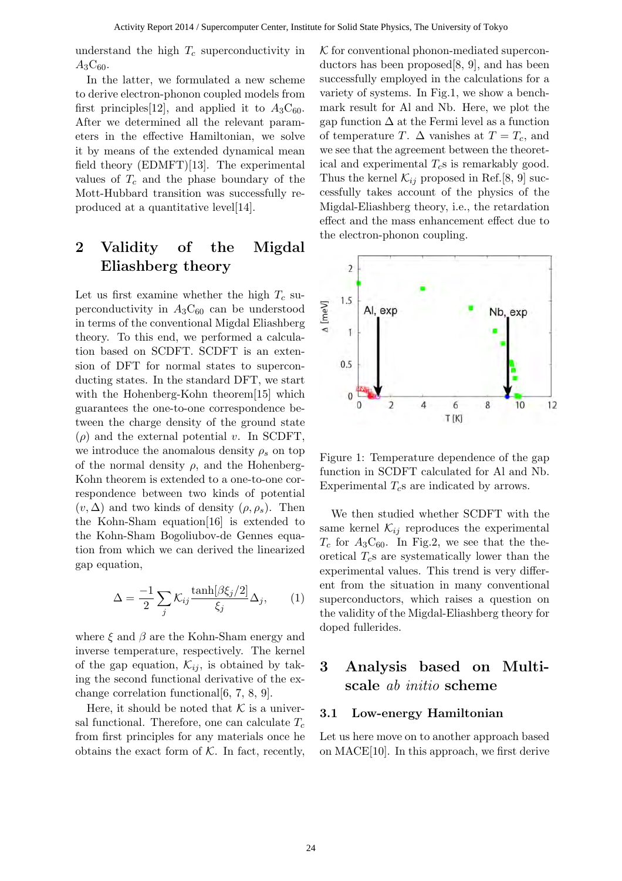understand the high $T_c$ superconductivity in $A_3C_{60}$.

In the latter, we formulated a new scheme to derive electron-phonon coupled models from first principles[12], and applied it to $A_3C_{60}$. After we determined all the relevant parameters in the effective Hamiltonian, we solve it by means of the extended dynamical mean field theory (EDMFT)[13]. The experimental values of $T_c$ and the phase boundary of the Mott-Hubbard transition was successfully reproduced at a quantitative level[14].

## 2 Validity of the Migdal Eliashberg theory

Let us first examine whether the high $T_c$ superconductivity in $A_3C_{60}$ can be understood in terms of the conventional Migdal Eliashberg theory. To this end, we performed a calculation based on SCDFT. SCDFT is an extension of DFT for normal states to superconducting states. In the standard DFT, we start with the Hohenberg-Kohn theorem[15] which guarantees the one-to-one correspondence between the charge density of the ground state ($\rho$) and the external potential $v$. In SCDFT, we introduce the anomalous density $\rho_s$ on top of the normal density $\rho$, and the Hohenberg-Kohn theorem is extended to a one-to-one correspondence between two kinds of potential $(v, \Delta)$ and two kinds of density $(\rho, \rho_s)$. Then the Kohn-Sham equation[16] is extended to the Kohn-Sham Bogoliubov-de Gennes equation from which we can derived the linearized gap equation,

$$\Delta = \frac{-1}{2} \sum_j \mathcal{K}_{ij} \frac{\tanh[\beta\xi_j/2]}{\xi_j} \Delta_j, \qquad (1)$$

where $\xi$ and $\beta$ are the Kohn-Sham energy and inverse temperature, respectively. The kernel of the gap equation, $\mathcal{K}_{ij}$, is obtained by taking the second functional derivative of the exchange correlation functional[6, 7, 8, 9].

Here, it should be noted that $\mathcal{K}$ is a universal functional. Therefore, one can calculate $T_c$ from first principles for any materials once he obtains the exact form of $\mathcal{K}$. In fact, recently, $\mathcal{K}$ for conventional phonon-mediated superconductors has been proposed[8, 9], and has been successfully employed in the calculations for a variety of systems. In Fig.1, we show a benchmark result for Al and Nb. Here, we plot the gap function $\Delta$ at the Fermi level as a function of temperature $T$. $\Delta$ vanishes at $T = T_c$, and we see that the agreement between the theoretical and experimental $T_c$s is remarkably good. Thus the kernel $\mathcal{K}_{ij}$ proposed in Ref.[8, 9] successfully takes account of the physics of the Migdal-Eliashberg theory, i.e., the retardation effect and the mass enhancement effect due to the electron-phonon coupling.

Figure 1: Temperature dependence of the gap function in SCDFT calculated for Al and Nb. Experimental $T_c$s are indicated by arrows.

We then studied whether SCDFT with the same kernel $\mathcal{K}_{ij}$ reproduces the experimental $T_c$ for $A_3C_{60}$. In Fig.2, we see that the theoretical $T_c$s are systematically lower than the experimental values. This trend is very different from the situation in many conventional superconductors, which raises a question on the validity of the Migdal-Eliashberg theory for doped fullerides.

## 3 Analysis based on Multi-scale *ab initio* scheme

### 3.1 Low-energy Hamiltonian

Let us here move on to another approach based on MACE[10]. In this approach, we first derive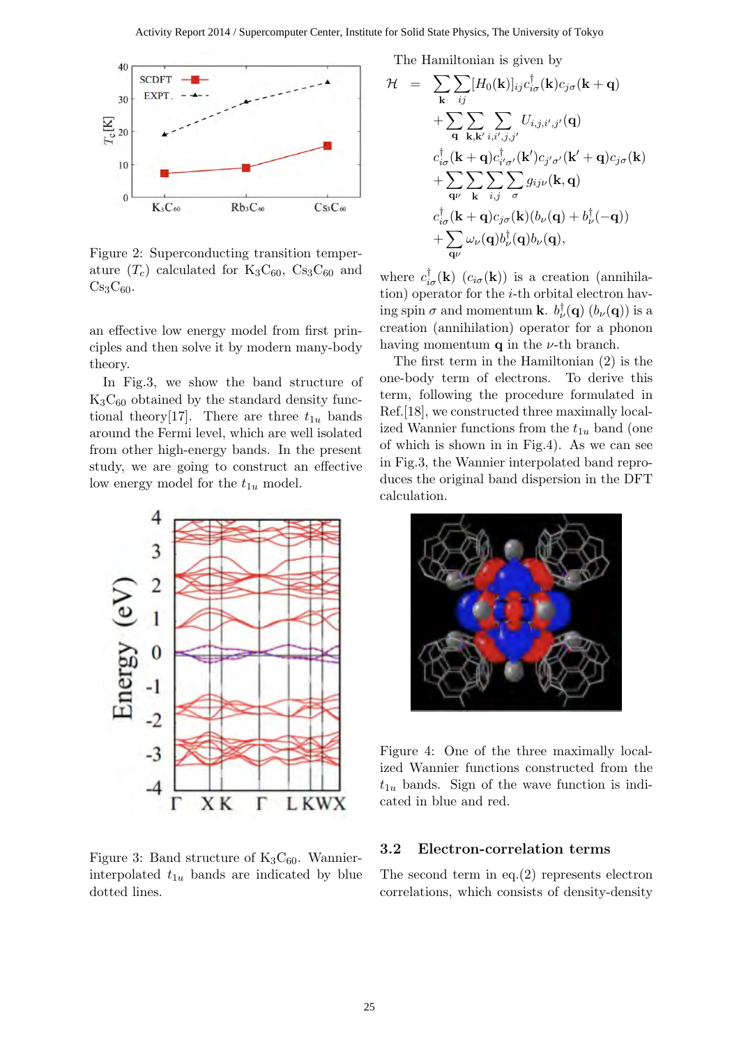Figure 2: Superconducting transition temperature ($T_c$) calculated for $K_3C_{60}$, $Cs_3C_{60}$ and $Cs_3C_{60}$.

an effective low energy model from first principles and then solve it by modern many-body theory.

In Fig.3, we show the band structure of $K_3C_{60}$ obtained by the standard density functional theory[17]. There are three $t_{1u}$ bands around the Fermi level, which are well isolated from other high-energy bands. In the present study, we are going to construct an effective low energy model for the $t_{1u}$ model.

Figure 3: Band structure of $K_3C_{60}$. Wannier-interpolated $t_{1u}$ bands are indicated by blue dotted lines.

The Hamiltonian is given by

$$
\begin{aligned}
\mathcal{H} \;=\; & \sum_{\mathbf{k}} \sum_{ij} [H_0(\mathbf{k})]_{ij} c^{\dagger}_{i\sigma}(\mathbf{k}) c_{j\sigma}(\mathbf{k}+\mathbf{q}) \\
& + \sum_{\mathbf{q}} \sum_{\mathbf{k},\mathbf{k}'} \sum_{i,i',j,j'} U_{i,j,i',j'}(\mathbf{q}) \\
& c^{\dagger}_{i\sigma}(\mathbf{k}+\mathbf{q}) c^{\dagger}_{i'\sigma'}(\mathbf{k}') c_{j'\sigma'}(\mathbf{k}'+\mathbf{q}) c_{j\sigma}(\mathbf{k}) \\
& + \sum_{\mathbf{q}\nu} \sum_{\mathbf{k}} \sum_{i,j} \sum_{\sigma} g_{ij\nu}(\mathbf{k},\mathbf{q}) \\
& c^{\dagger}_{i\sigma}(\mathbf{k}+\mathbf{q}) c_{j\sigma}(\mathbf{k}) (b_{\nu}(\mathbf{q}) + b^{\dagger}_{\nu}(-\mathbf{q})) \\
& + \sum_{\mathbf{q}\nu} \omega_{\nu}(\mathbf{q}) b^{\dagger}_{\nu}(\mathbf{q}) b_{\nu}(\mathbf{q}),
\end{aligned}
$$

where $c^{\dagger}_{i\sigma}(\mathbf{k})$ ($c_{i\sigma}(\mathbf{k})$) is a creation (annihilation) operator for the $i$-th orbital electron having spin $\sigma$ and momentum $\mathbf{k}$. $b^{\dagger}_{\nu}(\mathbf{q})$ ($b_{\nu}(\mathbf{q})$) is a creation (annihilation) operator for a phonon having momentum $\mathbf{q}$ in the $\nu$-th branch.

The first term in the Hamiltonian (2) is the one-body term of electrons. To derive this term, following the procedure formulated in Ref.[18], we constructed three maximally localized Wannier functions from the $t_{1u}$ band (one of which is shown in in Fig.4). As we can see in Fig.3, the Wannier interpolated band reproduces the original band dispersion in the DFT calculation.

Figure 4: One of the three maximally localized Wannier functions constructed from the $t_{1u}$ bands. Sign of the wave function is indicated in blue and red.

### 3.2 Electron-correlation terms

The second term in eq.(2) represents electron correlations, which consists of density-density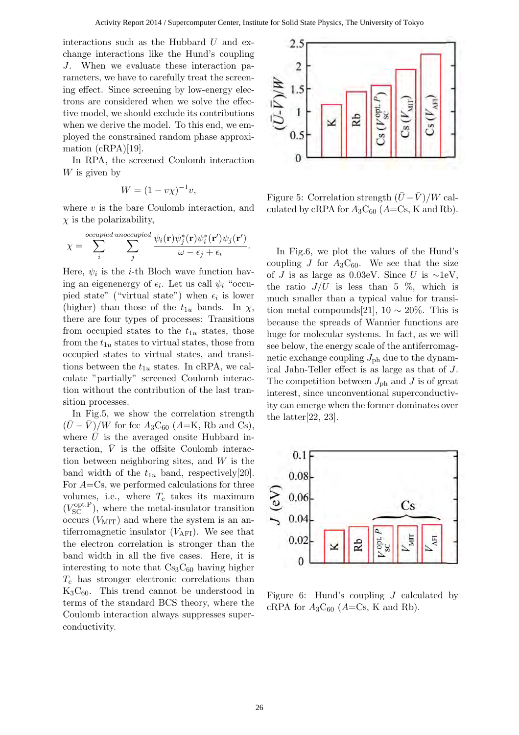interactions such as the Hubbard $U$ and exchange interactions like the Hund's coupling $J$. When we evaluate these interaction parameters, we have to carefully treat the screening effect. Since screening by low-energy electrons are considered when we solve the effective model, we should exclude its contributions when we derive the model. To this end, we employed the constrained random phase approximation (cRPA)[19].

In RPA, the screened Coulomb interaction $W$ is given by

$$W = (1 - v\chi)^{-1} v,$$

where $v$ is the bare Coulomb interaction, and $\chi$ is the polarizability,

$$\chi = \sum_{i}^{occupied} \sum_{j}^{unoccupied} \frac{\psi_i(\mathbf{r})\psi_j^*(\mathbf{r})\psi_i^*(\mathbf{r}')\psi_j(\mathbf{r}')}{\omega - \epsilon_j + \epsilon_i}.$$

Here, $\psi_i$ is the $i$-th Bloch wave function having an eigenenergy of $\epsilon_i$. Let us call $\psi_i$ "occupied state" ("virtual state") when $\epsilon_i$ is lower (higher) than those of the $t_{1u}$ bands. In $\chi$, there are four types of processes: Transitions from occupied states to the $t_{1u}$ states, those from the $t_{1u}$ states to virtual states, those from occupied states to virtual states, and transitions between the $t_{1u}$ states. In cRPA, we calculate "partially" screened Coulomb interaction without the contribution of the last transition processes.

In Fig.5, we show the correlation strength $(\bar{U} - \bar{V})/W$ for fcc $A_3C_{60}$ ($A$=K, Rb and Cs), where $\bar{U}$ is the averaged onsite Hubbard interaction, $\bar{V}$ is the offsite Coulomb interaction between neighboring sites, and $W$ is the band width of the $t_{1u}$ band, respectively[20]. For $A$=Cs, we performed calculations for three volumes, i.e., where $T_c$ takes its maximum ($V_{\mathrm{SC}}^{\mathrm{opt.P}}$), where the metal-insulator transition occurs ($V_{\mathrm{MIT}}$) and where the system is an antiferromagnetic insulator ($V_{\mathrm{AFI}}$). We see that the electron correlation is stronger than the band width in all the five cases. Here, it is interesting to note that $Cs_3C_{60}$ having higher $T_c$ has stronger electronic correlations than $K_3C_{60}$. This trend cannot be understood in terms of the standard BCS theory, where the Coulomb interaction always suppresses superconductivity.

Figure 5: Correlation strength $(\bar{U} - \bar{V})/W$ calculated by cRPA for $A_3C_{60}$ ($A$=Cs, K and Rb).

In Fig.6, we plot the values of the Hund's coupling $J$ for $A_3C_{60}$. We see that the size of $J$ is as large as 0.03eV. Since $U$ is $\sim$1eV, the ratio $J/U$ is less than 5 %, which is much smaller than a typical value for transition metal compounds[21], 10 $\sim$ 20%. This is because the spreads of Wannier functions are huge for molecular systems. In fact, as we will see below, the energy scale of the antiferromagnetic exchange coupling $J_{\mathrm{ph}}$ due to the dynamical Jahn-Teller effect is as large as that of $J$. The competition between $J_{\mathrm{ph}}$ and $J$ is of great interest, since unconventional superconductivity can emerge when the former dominates over the latter[22, 23].

Figure 6: Hund's coupling $J$ calculated by cRPA for $A_3C_{60}$ ($A$=Cs, K and Rb).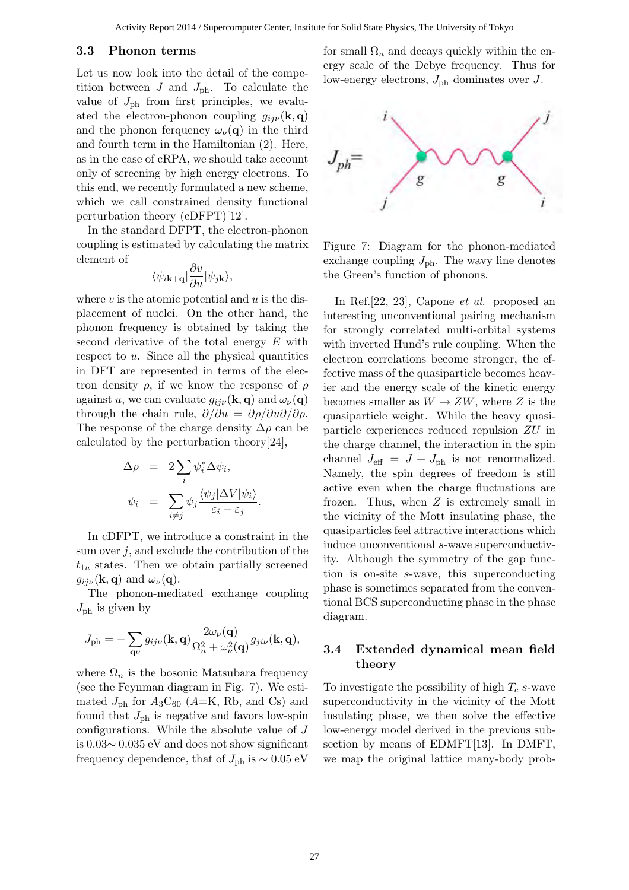### 3.3 Phonon terms

Let us now look into the detail of the competition between $J$ and $J_{\rm ph}$. To calculate the value of $J_{\rm ph}$ from first principles, we evaluated the electron-phonon coupling $g_{ij\nu}(\mathbf{k},\mathbf{q})$ and the phonon ferquency $\omega_\nu(\mathbf{q})$ in the third and fourth term in the Hamiltonian (2). Here, as in the case of cRPA, we should take account only of screening by high energy electrons. To this end, we recently formulated a new scheme, which we call constrained density functional perturbation theory (cDFPT)[12].

In the standard DFPT, the electron-phonon coupling is estimated by calculating the matrix element of

$$\langle \psi_{i\mathbf{k}+\mathbf{q}} | \frac{\partial v}{\partial u} | \psi_{j\mathbf{k}} \rangle,$$

where $v$ is the atomic potential and $u$ is the displacement of nuclei. On the other hand, the phonon frequency is obtained by taking the second derivative of the total energy $E$ with respect to $u$. Since all the physical quantities in DFT are represented in terms of the electron density $\rho$, if we know the response of $\rho$ against $u$, we can evaluate $g_{ij\nu}(\mathbf{k},\mathbf{q})$ and $\omega_\nu(\mathbf{q})$ through the chain rule, $\partial/\partial u = \partial\rho/\partial u \partial/\partial\rho$. The response of the charge density $\Delta\rho$ can be calculated by the perturbation theory[24],

$$\begin{aligned}
\Delta\rho &= 2\sum_i \psi_i^* \Delta\psi_i, \\
\psi_i &= \sum_{i\neq j} \psi_j \frac{\langle \psi_j | \Delta V | \psi_i \rangle}{\varepsilon_i - \varepsilon_j}.
\end{aligned}$$

In cDFPT, we introduce a constraint in the sum over $j$, and exclude the contribution of the $t_{1u}$ states. Then we obtain partially screened $g_{ij\nu}(\mathbf{k},\mathbf{q})$ and $\omega_\nu(\mathbf{q})$.

The phonon-mediated exchange coupling $J_{\rm ph}$ is given by

$$J_{\rm ph} = -\sum_{\mathbf{q}\nu} g_{ij\nu}(\mathbf{k},\mathbf{q}) \frac{2\omega_\nu(\mathbf{q})}{\Omega_n^2 + \omega_\nu^2(\mathbf{q})} g_{ji\nu}(\mathbf{k},\mathbf{q}),$$

where $\Omega_n$ is the bosonic Matsubara frequency (see the Feynman diagram in Fig. 7). We estimated $J_{\rm ph}$ for $A_3C_{60}$ ($A$=K, Rb, and Cs) and found that $J_{\rm ph}$ is negative and favors low-spin configurations. While the absolute value of $J$ is 0.03∼ 0.035 eV and does not show significant frequency dependence, that of $J_{\rm ph}$ is ∼ 0.05 eV for small $\Omega_n$ and decays quickly within the energy scale of the Debye frequency. Thus for low-energy electrons, $J_{\rm ph}$ dominates over $J$.

Figure 7: Diagram for the phonon-mediated exchange coupling $J_{\rm ph}$. The wavy line denotes the Green's function of phonons.

In Ref.[22, 23], Capone *et al.* proposed an interesting unconventional pairing mechanism for strongly correlated multi-orbital systems with inverted Hund's rule coupling. When the electron correlations become stronger, the effective mass of the quasiparticle becomes heavier and the energy scale of the kinetic energy becomes smaller as $W \to ZW$, where $Z$ is the quasiparticle weight. While the heavy quasiparticle experiences reduced repulsion $ZU$ in the charge channel, the interaction in the spin channel $J_{\rm eff} = J + J_{\rm ph}$ is not renormalized. Namely, the spin degrees of freedom is still active even when the charge fluctuations are frozen. Thus, when $Z$ is extremely small in the vicinity of the Mott insulating phase, the quasiparticles feel attractive interactions which induce unconventional $s$-wave superconductivity. Although the symmetry of the gap function is on-site $s$-wave, this superconducting phase is sometimes separated from the conventional BCS superconducting phase in the phase diagram.

### 3.4 Extended dynamical mean field theory

To investigate the possibility of high $T_c$ $s$-wave superconductivity in the vicinity of the Mott insulating phase, we then solve the effective low-energy model derived in the previous subsection by means of EDMFT[13]. In DMFT, we map the original lattice many-body prob-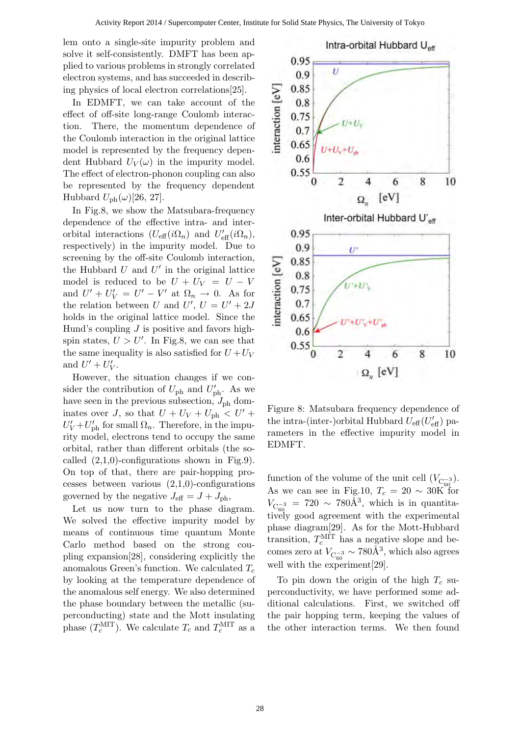lem onto a single-site impurity problem and solve it self-consistently. DMFT has been applied to various problems in strongly correlated electron systems, and has succeeded in describing physics of local electron correlations[25].

In EDMFT, we can take account of the effect of off-site long-range Coulomb interaction. There, the momentum dependence of the Coulomb interaction in the original lattice model is represented by the frequency dependent Hubbard $U_V(\omega)$ in the impurity model. The effect of electron-phonon coupling can also be represented by the frequency dependent Hubbard $U_{\rm ph}(\omega)$[26, 27].

In Fig.8, we show the Matsubara-frequency dependence of the effective intra- and inter-orbital interactions ($U_{\rm eff}(i\Omega_n)$ and $U'_{\rm eff}(i\Omega_n)$, respectively) in the impurity model. Due to screening by the off-site Coulomb interaction, the Hubbard $U$ and $U'$ in the original lattice model is reduced to be $U + U_V = U - V$ and $U' + U'_V = U' - V'$ at $\Omega_n \to 0$. As for the relation between $U$ and $U'$, $U = U' + 2J$ holds in the original lattice model. Since the Hund's coupling $J$ is positive and favors high-spin states, $U > U'$. In Fig.8, we can see that the same inequality is also satisfied for $U + U_V$ and $U' + U'_V$.

However, the situation changes if we consider the contribution of $U_{\rm ph}$ and $U'_{\rm ph}$. As we have seen in the previous subsection, $J_{\rm ph}$ dominates over $J$, so that $U + U_V + U_{\rm ph} < U' + U'_V + U'_{\rm ph}$ for small $\Omega_n$. Therefore, in the impurity model, electrons tend to occupy the same orbital, rather than different orbitals (the so-called (2,1,0)-configurations shown in Fig.9). On top of that, there are pair-hopping processes between various (2,1,0)-configurations governed by the negative $J_{\rm eff} = J + J_{\rm ph}$,

Let us now turn to the phase diagram. We solved the effective impurity model by means of continuous time quantum Monte Carlo method based on the strong coupling expansion[28], considering explicitly the anomalous Green's function. We calculated $T_c$ by looking at the temperature dependence of the anomalous self energy. We also determined the phase boundary between the metallic (superconducting) state and the Mott insulating phase ($T_c^{\rm MIT}$). We calculate $T_c$ and $T_c^{\rm MIT}$ as a function of the volume of the unit cell ($V_{{\rm C}_{60}^{-3}}$). As we can see in Fig.10, $T_c = 20 \sim 30$K for $V_{{\rm C}_{60}^{-3}} = 720 \sim 780$Å$^3$, which is in quantitatively good agreement with the experimental phase diagram[29]. As for the Mott-Hubbard transition, $T_c^{\rm MIT}$ has a negative slope and becomes zero at $V_{{\rm C}_{60}^{-3}} \sim 780$Å$^3$, which also agrees well with the experiment[29].

To pin down the origin of the high $T_c$ superconductivity, we have performed some additional calculations. First, we switched off the pair hopping term, keeping the values of the other interaction terms. We then found

Figure 8: Matsubara frequency dependence of the intra-(inter-)orbital Hubbard $U_{\rm eff}$($U'_{\rm eff}$) parameters in the effective impurity model in EDMFT.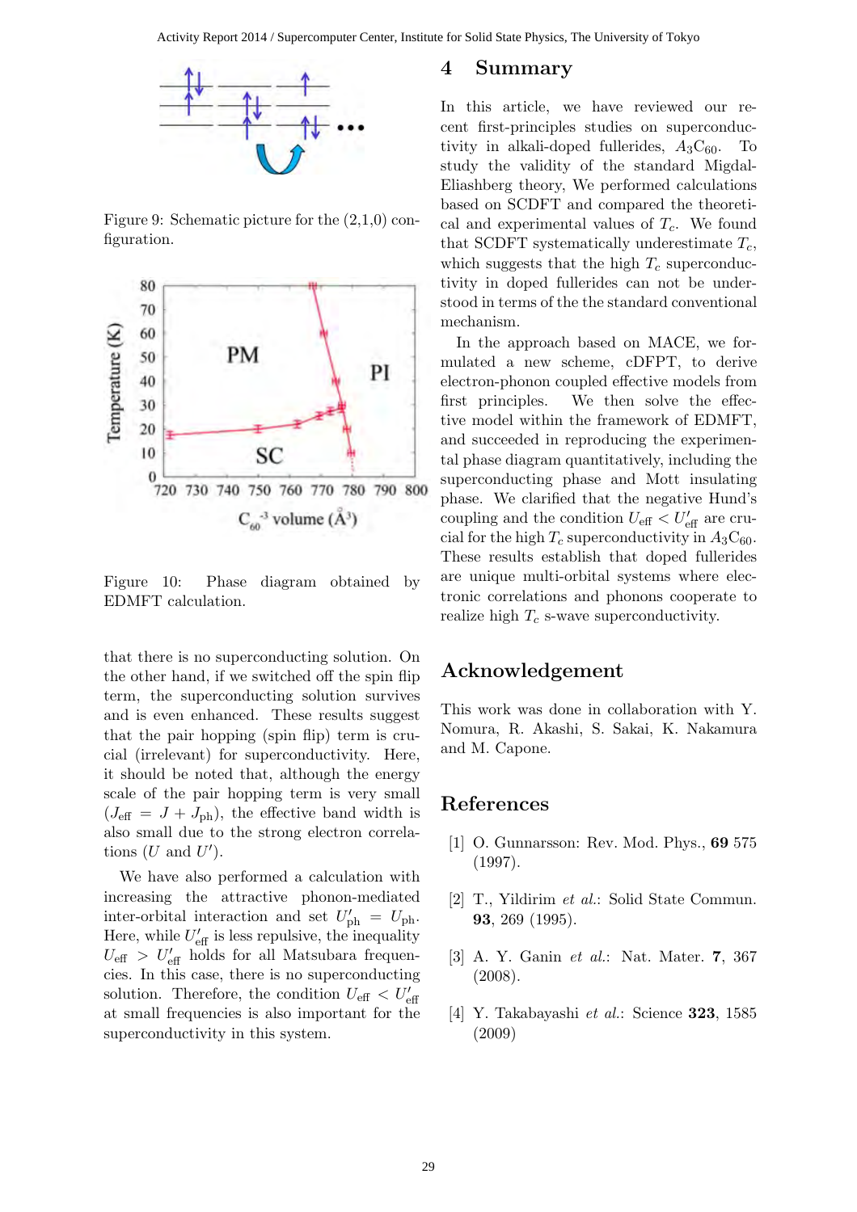Figure 9: Schematic picture for the (2,1,0) configuration.

Figure 10: Phase diagram obtained by EDMFT calculation.

that there is no superconducting solution. On the other hand, if we switched off the spin flip term, the superconducting solution survives and is even enhanced. These results suggest that the pair hopping (spin flip) term is crucial (irrelevant) for superconductivity. Here, it should be noted that, although the energy scale of the pair hopping term is very small ($J_{\rm eff} = J + J_{\rm ph}$), the effective band width is also small due to the strong electron correlations ($U$ and $U'$).

We have also performed a calculation with increasing the attractive phonon-mediated inter-orbital interaction and set $U'_{\rm ph} = U_{\rm ph}$. Here, while $U'_{\rm eff}$ is less repulsive, the inequality $U_{\rm eff} > U'_{\rm eff}$ holds for all Matsubara frequencies. In this case, there is no superconducting solution. Therefore, the condition $U_{\rm eff} < U'_{\rm eff}$ at small frequencies is also important for the superconductivity in this system.

## 4 Summary

In this article, we have reviewed our recent first-principles studies on superconductivity in alkali-doped fullerides, $A_3C_{60}$. To study the validity of the standard Migdal-Eliashberg theory, We performed calculations based on SCDFT and compared the theoretical and experimental values of $T_c$. We found that SCDFT systematically underestimate $T_c$, which suggests that the high $T_c$ superconductivity in doped fullerides can not be understood in terms of the the standard conventional mechanism.

In the approach based on MACE, we formulated a new scheme, cDFPT, to derive electron-phonon coupled effective models from first principles. We then solve the effective model within the framework of EDMFT, and succeeded in reproducing the experimental phase diagram quantitatively, including the superconducting phase and Mott insulating phase. We clarified that the negative Hund's coupling and the condition $U_{\rm eff} < U'_{\rm eff}$ are crucial for the high $T_c$ superconductivity in $A_3C_{60}$. These results establish that doped fullerides are unique multi-orbital systems where electronic correlations and phonons cooperate to realize high $T_c$ s-wave superconductivity.

## Acknowledgement

This work was done in collaboration with Y. Nomura, R. Akashi, S. Sakai, K. Nakamura and M. Capone.

## References

[1] O. Gunnarsson: Rev. Mod. Phys., **69** 575 (1997).

[2] T., Yildirim *et al.*: Solid State Commun. **93**, 269 (1995).

[3] A. Y. Ganin *et al.*: Nat. Mater. **7**, 367 (2008).

[4] Y. Takabayashi *et al.*: Science **323**, 1585 (2009)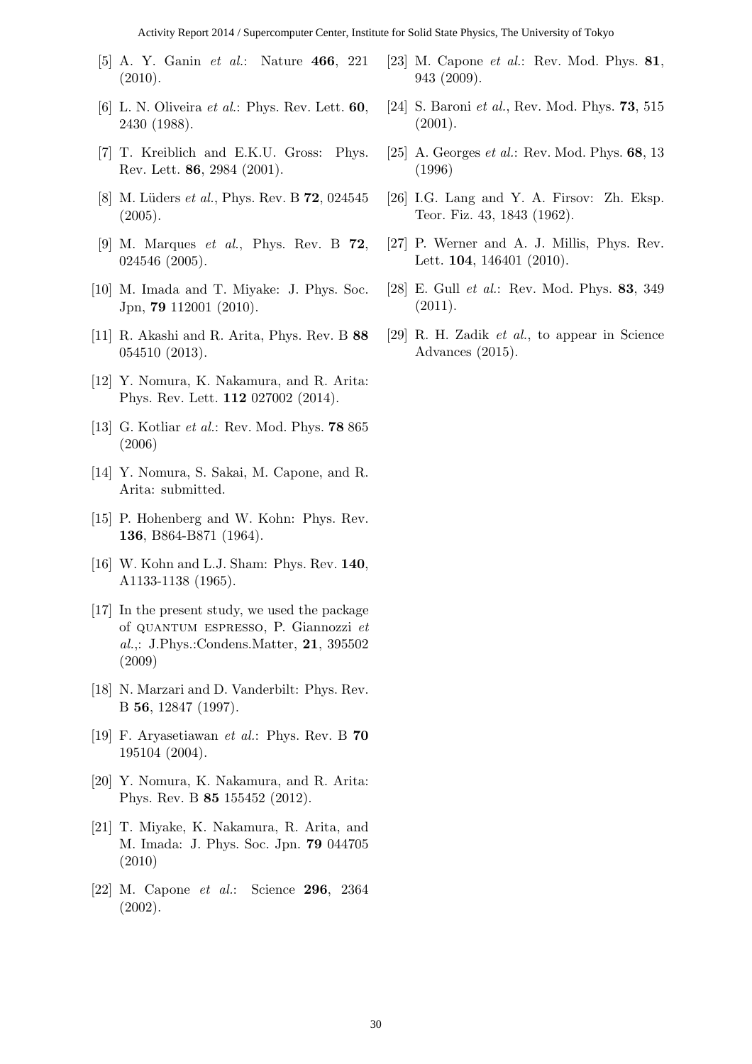[5] A. Y. Ganin *et al.*: Nature **466**, 221 (2010).

[6] L. N. Oliveira *et al.*: Phys. Rev. Lett. **60**, 2430 (1988).

[7] T. Kreiblich and E.K.U. Gross: Phys. Rev. Lett. **86**, 2984 (2001).

[8] M. Lüders *et al.*, Phys. Rev. B **72**, 024545 (2005).

[9] M. Marques *et al.*, Phys. Rev. B **72**, 024546 (2005).

[10] M. Imada and T. Miyake: J. Phys. Soc. Jpn, **79** 112001 (2010).

[11] R. Akashi and R. Arita, Phys. Rev. B **88** 054510 (2013).

[12] Y. Nomura, K. Nakamura, and R. Arita: Phys. Rev. Lett. **112** 027002 (2014).

[13] G. Kotliar *et al.*: Rev. Mod. Phys. **78** 865 (2006)

[14] Y. Nomura, S. Sakai, M. Capone, and R. Arita: submitted.

[15] P. Hohenberg and W. Kohn: Phys. Rev. **136**, B864-B871 (1964).

[16] W. Kohn and L.J. Sham: Phys. Rev. **140**, A1133-1138 (1965).

[17] In the present study, we used the package of QUANTUM ESPRESSO, P. Giannozzi *et al.*,: J.Phys.:Condens.Matter, **21**, 395502 (2009)

[18] N. Marzari and D. Vanderbilt: Phys. Rev. B **56**, 12847 (1997).

[19] F. Aryasetiawan *et al.*: Phys. Rev. B **70** 195104 (2004).

[20] Y. Nomura, K. Nakamura, and R. Arita: Phys. Rev. B **85** 155452 (2012).

[21] T. Miyake, K. Nakamura, R. Arita, and M. Imada: J. Phys. Soc. Jpn. **79** 044705 (2010)

[22] M. Capone *et al.*: Science **296**, 2364 (2002).

[23] M. Capone *et al.*: Rev. Mod. Phys. **81**, 943 (2009).

[24] S. Baroni *et al.*, Rev. Mod. Phys. **73**, 515 (2001).

[25] A. Georges *et al.*: Rev. Mod. Phys. **68**, 13 (1996)

[26] I.G. Lang and Y. A. Firsov: Zh. Eksp. Teor. Fiz. 43, 1843 (1962).

[27] P. Werner and A. J. Millis, Phys. Rev. Lett. **104**, 146401 (2010).

[28] E. Gull *et al.*: Rev. Mod. Phys. **83**, 349 (2011).

[29] R. H. Zadik *et al.*, to appear in Science Advances (2015).